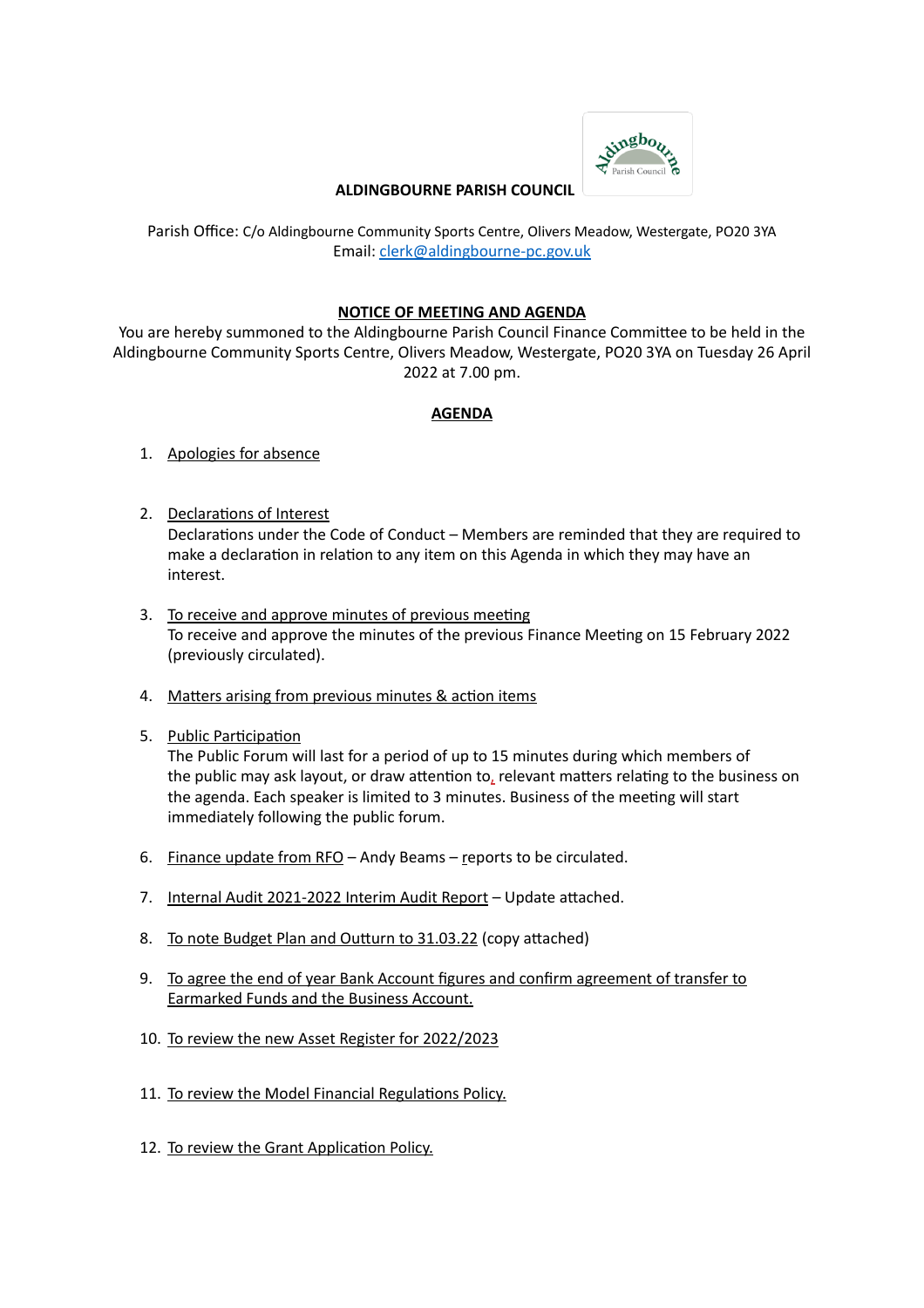**ALDINGBOURNE PARISH COUNCIL**

Parish Office: C/o Aldingbourne Community Sports Centre, Olivers Meadow, Westergate, PO20 3YA
Email: clerk@aldingbourne-pc.gov.uk

**NOTICE OF MEETING AND AGENDA**

You are hereby summoned to the Aldingbourne Parish Council Finance Committee to be held in the Aldingbourne Community Sports Centre, Olivers Meadow, Westergate, PO20 3YA on Tuesday 26 April 2022 at 7.00 pm.

**AGENDA**

1. Apologies for absence

2. Declarations of Interest
   Declarations under the Code of Conduct – Members are reminded that they are required to make a declaration in relation to any item on this Agenda in which they may have an interest.

3. To receive and approve minutes of previous meeting
   To receive and approve the minutes of the previous Finance Meeting on 15 February 2022 (previously circulated).

4. Matters arising from previous minutes & action items

5. Public Participation
   The Public Forum will last for a period of up to 15 minutes during which members of the public may ask layout, or draw attention to, relevant matters relating to the business on the agenda. Each speaker is limited to 3 minutes. Business of the meeting will start immediately following the public forum.

6. Finance update from RFO – Andy Beams – reports to be circulated.

7. Internal Audit 2021-2022 Interim Audit Report – Update attached.

8. To note Budget Plan and Outturn to 31.03.22 (copy attached)

9. To agree the end of year Bank Account figures and confirm agreement of transfer to Earmarked Funds and the Business Account.

10. To review the new Asset Register for 2022/2023

11. To review the Model Financial Regulations Policy.

12. To review the Grant Application Policy.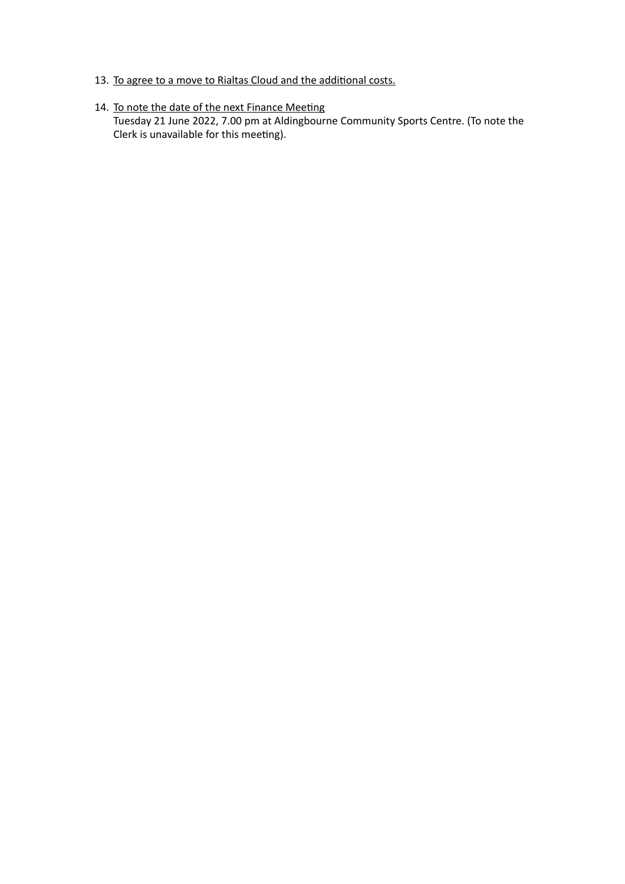13. <u>To agree to a move to Rialtas Cloud and the additional costs.</u>

14. <u>To note the date of the next Finance Meeting</u>
    Tuesday 21 June 2022, 7.00 pm at Aldingbourne Community Sports Centre. (To note the Clerk is unavailable for this meeting).